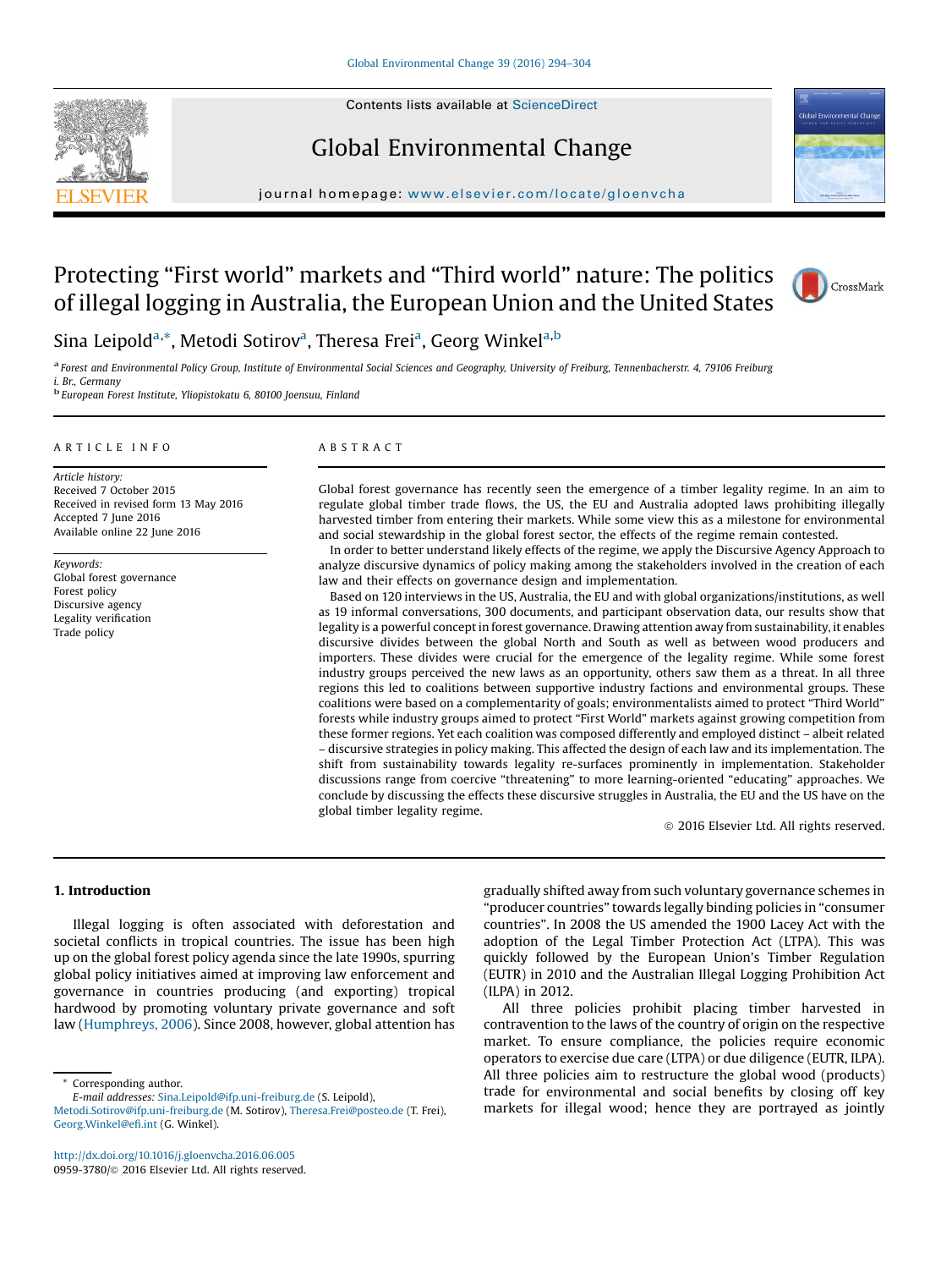# Protecting "First world" markets and "Third world" nature: The politics of illegal logging in Australia, the European Union and the United States

Sina Leipold[a,*], Metodi Sotirov[a], Theresa Frei[a], Georg Winkel[a,b]

[a] Forest and Environmental Policy Group, Institute of Environmental Social Sciences and Geography, University of Freiburg, Tennenbacherstr. 4, 79106 Freiburg i. Br., Germany

[b] European Forest Institute, Yliopistokatu 6, 80100 Joensuu, Finland

## ARTICLE INFO

*Article history:*
Received 7 October 2015
Received in revised form 13 May 2016
Accepted 7 June 2016
Available online 22 June 2016

*Keywords:*
Global forest governance
Forest policy
Discursive agency
Legality verification
Trade policy

## ABSTRACT

Global forest governance has recently seen the emergence of a timber legality regime. In an aim to regulate global timber trade flows, the US, the EU and Australia adopted laws prohibiting illegally harvested timber from entering their markets. While some view this as a milestone for environmental and social stewardship in the global forest sector, the effects of the regime remain contested.

In order to better understand likely effects of the regime, we apply the Discursive Agency Approach to analyze discursive dynamics of policy making among the stakeholders involved in the creation of each law and their effects on governance design and implementation.

Based on 120 interviews in the US, Australia, the EU and with global organizations/institutions, as well as 19 informal conversations, 300 documents, and participant observation data, our results show that legality is a powerful concept in forest governance. Drawing attention away from sustainability, it enables discursive divides between the global North and South as well as between wood producers and importers. These divides were crucial for the emergence of the legality regime. While some forest industry groups perceived the new laws as an opportunity, others saw them as a threat. In all three regions this led to coalitions between supportive industry factions and environmental groups. These coalitions were based on a complementarity of goals; environmentalists aimed to protect "Third World" forests while industry groups aimed to protect "First World" markets against growing competition from these former regions. Yet each coalition was composed differently and employed distinct – albeit related – discursive strategies in policy making. This affected the design of each law and its implementation. The shift from sustainability towards legality re-surfaces prominently in implementation. Stakeholder discussions range from coercive "threatening" to more learning-oriented "educating" approaches. We conclude by discussing the effects these discursive struggles in Australia, the EU and the US have on the global timber legality regime.

© 2016 Elsevier Ltd. All rights reserved.

## 1. Introduction

Illegal logging is often associated with deforestation and societal conflicts in tropical countries. The issue has been high up on the global forest policy agenda since the late 1990s, spurring global policy initiatives aimed at improving law enforcement and governance in countries producing (and exporting) tropical hardwood by promoting voluntary private governance and soft law (Humphreys, 2006). Since 2008, however, global attention has gradually shifted away from such voluntary governance schemes in "producer countries" towards legally binding policies in "consumer countries". In 2008 the US amended the 1900 Lacey Act with the adoption of the Legal Timber Protection Act (LTPA). This was quickly followed by the European Union's Timber Regulation (EUTR) in 2010 and the Australian Illegal Logging Prohibition Act (ILPA) in 2012.

All three policies prohibit placing timber harvested in contravention to the laws of the country of origin on the respective market. To ensure compliance, the policies require economic operators to exercise due care (LTPA) or due diligence (EUTR, ILPA). All three policies aim to restructure the global wood (products) trade for environmental and social benefits by closing off key markets for illegal wood; hence they are portrayed as jointly

\* Corresponding author.
*E-mail addresses:* Sina.Leipold@ifp.uni-freiburg.de (S. Leipold), Metodi.Sotirov@ifp.uni-freiburg.de (M. Sotirov), Theresa.Frei@posteo.de (T. Frei), Georg.Winkel@efi.int (G. Winkel).

http://dx.doi.org/10.1016/j.gloenvcha.2016.06.005
0959-3780/© 2016 Elsevier Ltd. All rights reserved.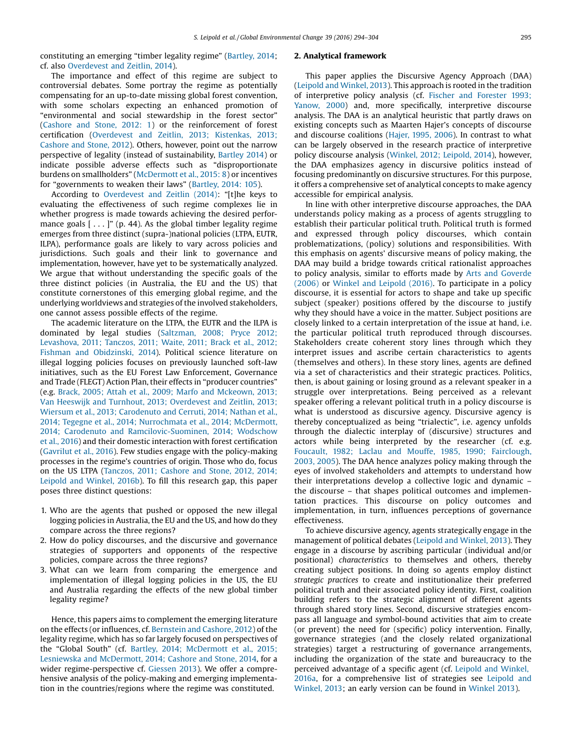constituting an emerging "timber legality regime" (Bartley, 2014; cf. also Overdevest and Zeitlin, 2014).

The importance and effect of this regime are subject to controversial debates. Some portray the regime as potentially compensating for an up-to-date missing global forest convention, with some scholars expecting an enhanced promotion of "environmental and social stewardship in the forest sector" (Cashore and Stone, 2012: 1) or the reinforcement of forest certification (Overdevest and Zeitlin, 2013; Kistenkas, 2013; Cashore and Stone, 2012). Others, however, point out the narrow perspective of legality (instead of sustainability, Bartley 2014) or indicate possible adverse effects such as "disproportionate burdens on smallholders" (McDermott et al., 2015: 8) or incentives for "governments to weaken their laws" (Bartley, 2014: 105).

According to Overdevest and Zeitlin (2014): "[t]he keys to evaluating the effectiveness of such regime complexes lie in whether progress is made towards achieving the desired performance goals [ . . . ]" (p. 44). As the global timber legality regime emerges from three distinct (supra-)national policies (LTPA, EUTR, ILPA), performance goals are likely to vary across policies and jurisdictions. Such goals and their link to governance and implementation, however, have yet to be systematically analyzed. We argue that without understanding the specific goals of the three distinct policies (in Australia, the EU and the US) that constitute cornerstones of this emerging global regime, and the underlying worldviews and strategies of the involved stakeholders, one cannot assess possible effects of the regime.

The academic literature on the LTPA, the EUTR and the ILPA is dominated by legal studies (Saltzman, 2008; Pryce 2012; Levashova, 2011; Tanczos, 2011; Waite, 2011; Brack et al., 2012; Fishman and Obidzinski, 2014). Political science literature on illegal logging policies focuses on previously launched soft-law initiatives, such as the EU Forest Law Enforcement, Governance and Trade (FLEGT) Action Plan, their effects in "producer countries" (e.g. Brack, 2005; Attah et al., 2009; Marfo and Mckeown, 2013; Van Heeswijk and Turnhout, 2013; Overdevest and Zeitlin, 2013; Wiersum et al., 2013; Carodenuto and Cerruti, 2014; Nathan et al., 2014; Tegegne et al., 2014; Nurrochmata et al., 2014; McDermott, 2014; Carodenuto and Ramcilovic-Suominen, 2014; Wodschow et al., 2016) and their domestic interaction with forest certification (Gavrilut et al., 2016). Few studies engage with the policy-making processes in the regime's countries of origin. Those who do, focus on the US LTPA (Tanczos, 2011; Cashore and Stone, 2012, 2014; Leipold and Winkel, 2016b). To fill this research gap, this paper poses three distinct questions:

1. Who are the agents that pushed or opposed the new illegal logging policies in Australia, the EU and the US, and how do they compare across the three regions?
2. How do policy discourses, and the discursive and governance strategies of supporters and opponents of the respective policies, compare across the three regions?
3. What can we learn from comparing the emergence and implementation of illegal logging policies in the US, the EU and Australia regarding the effects of the new global timber legality regime?

Hence, this papers aims to complement the emerging literature on the effects (or influences, cf. Bernstein and Cashore, 2012) of the legality regime, which has so far largely focused on perspectives of the "Global South" (cf. Bartley, 2014; McDermott et al., 2015; Lesniewska and McDermott, 2014; Cashore and Stone, 2014, for a wider regime-perspective cf. Giessen 2013). We offer a comprehensive analysis of the policy-making and emerging implementation in the countries/regions where the regime was constituted.

## 2. Analytical framework

This paper applies the Discursive Agency Approach (DAA) (Leipold and Winkel, 2013). This approach is rooted in the tradition of interpretive policy analysis (cf. Fischer and Forester 1993; Yanow, 2000) and, more specifically, interpretive discourse analysis. The DAA is an analytical heuristic that partly draws on existing concepts such as Maarten Hajer's concepts of discourse and discourse coalitions (Hajer, 1995, 2006). In contrast to what can be largely observed in the research practice of interpretive policy discourse analysis (Winkel, 2012; Leipold, 2014), however, the DAA emphasizes agency in discursive politics instead of focusing predominantly on discursive structures. For this purpose, it offers a comprehensive set of analytical concepts to make agency accessible for empirical analysis.

In line with other interpretive discourse approaches, the DAA understands policy making as a process of agents struggling to establish their particular political truth. Political truth is formed and expressed through policy discourses, which contain problematizations, (policy) solutions and responsibilities. With this emphasis on agents' discursive means of policy making, the DAA may build a bridge towards critical rationalist approaches to policy analysis, similar to efforts made by Arts and Goverde (2006) or Winkel and Leipold (2016). To participate in a policy discourse, it is essential for actors to shape and take up specific subject (speaker) positions offered by the discourse to justify why they should have a voice in the matter. Subject positions are closely linked to a certain interpretation of the issue at hand, i.e. the particular political truth reproduced through discourses. Stakeholders create coherent story lines through which they interpret issues and ascribe certain characteristics to agents (themselves and others). In these story lines, agents are defined via a set of characteristics and their strategic practices. Politics, then, is about gaining or losing ground as a relevant speaker in a struggle over interpretations. Being perceived as a relevant speaker offering a relevant political truth in a policy discourse is what is understood as discursive agency. Discursive agency is thereby conceptualized as being "trialectic", i.e. agency unfolds through the dialectic interplay of (discursive) structures and actors while being interpreted by the researcher (cf. e.g. Foucault, 1982; Laclau and Mouffe, 1985, 1990; Fairclough, 2003, 2005). The DAA hence analyzes policy making through the eyes of involved stakeholders and attempts to understand how their interpretations develop a collective logic and dynamic – the discourse – that shapes political outcomes and implementation practices. This discourse on policy outcomes and implementation, in turn, influences perceptions of governance effectiveness.

To achieve discursive agency, agents strategically engage in the management of political debates (Leipold and Winkel, 2013). They engage in a discourse by ascribing particular (individual and/or positional) *characteristics* to themselves and others, thereby creating subject positions. In doing so agents employ distinct *strategic practices* to create and institutionalize their preferred political truth and their associated policy identity. First, coalition building refers to the strategic alignment of different agents through shared story lines. Second, discursive strategies encompass all language and symbol-bound activities that aim to create (or prevent) the need for (specific) policy intervention. Finally, governance strategies (and the closely related organizational strategies) target a restructuring of governance arrangements, including the organization of the state and bureaucracy to the perceived advantage of a specific agent (cf. Leipold and Winkel, 2016a, for a comprehensive list of strategies see Leipold and Winkel, 2013; an early version can be found in Winkel 2013).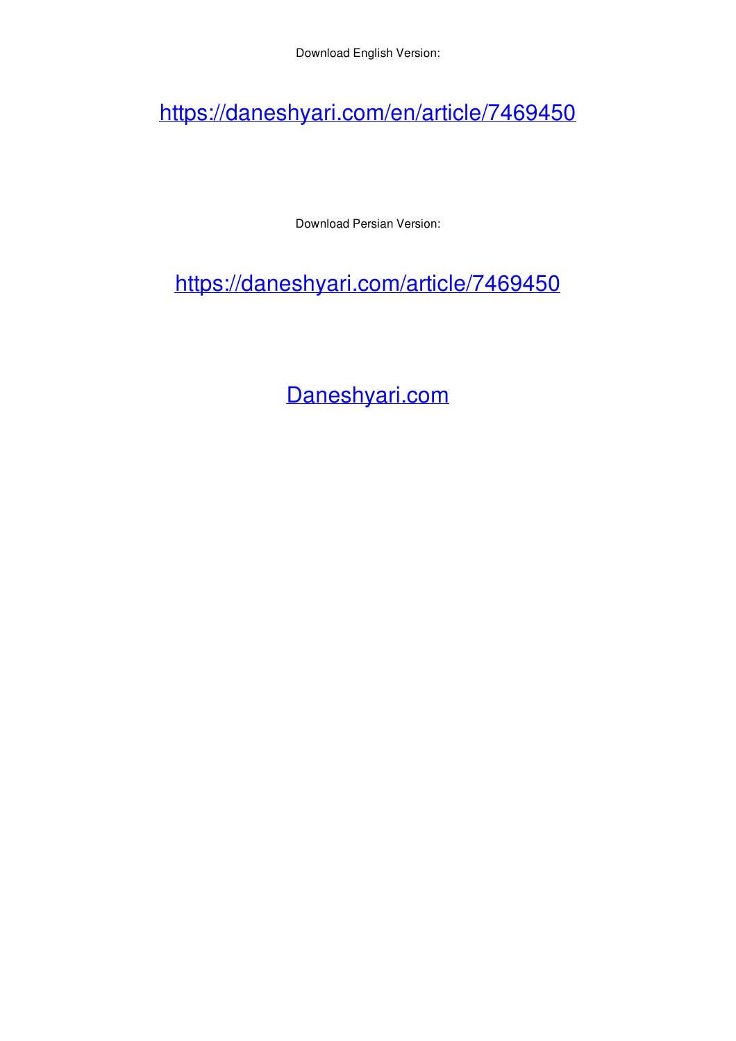Download English Version:

https://daneshyari.com/en/article/7469450

Download Persian Version:

https://daneshyari.com/article/7469450

Daneshyari.com